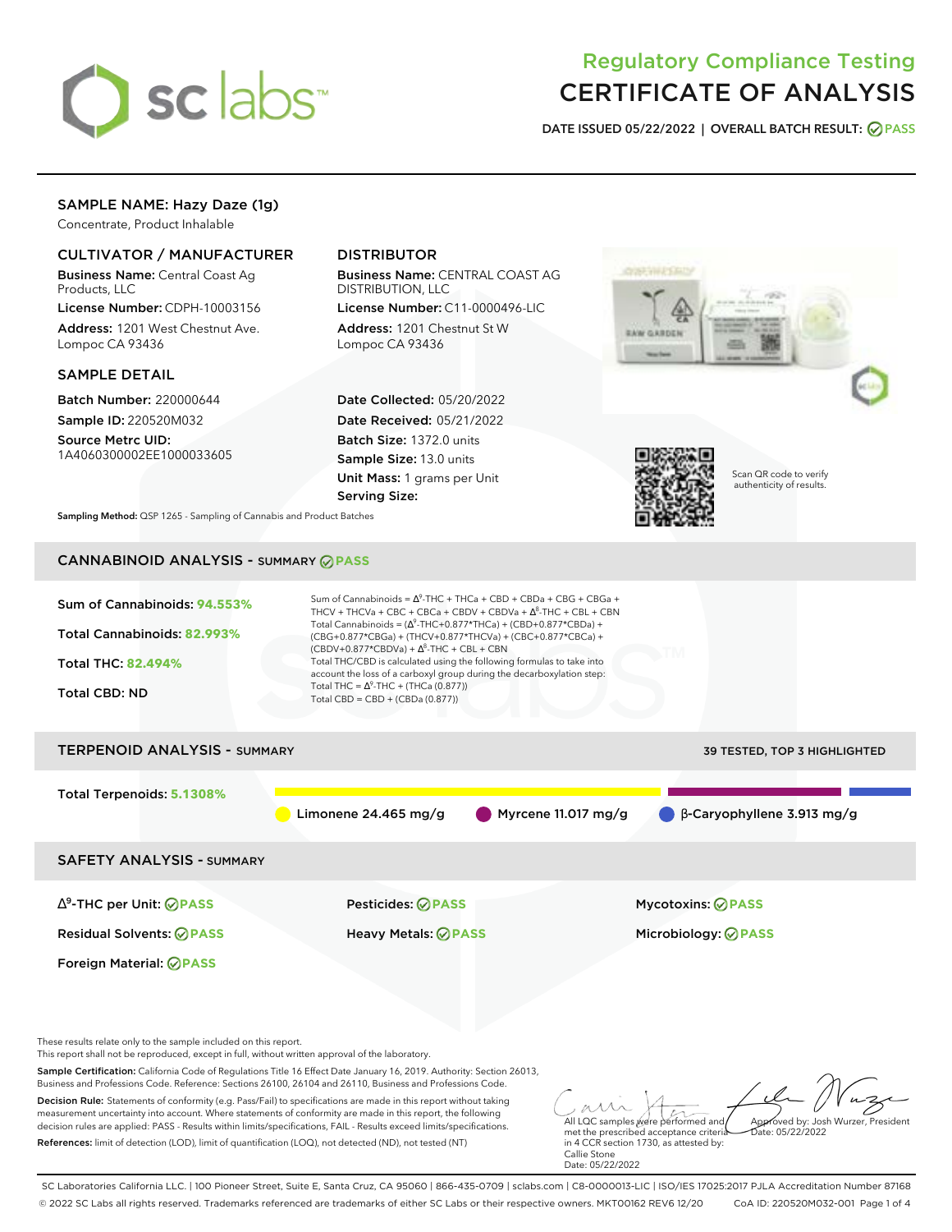sc labs

# Regulatory Compliance Testing
# CERTIFICATE OF ANALYSIS

**DATE ISSUED 05/22/2022 | OVERALL BATCH RESULT: PASS**

## SAMPLE NAME: Hazy Daze (1g)

Concentrate, Product Inhalable

### CULTIVATOR / MANUFACTURER

**Business Name:** Central Coast Ag Products, LLC
**License Number:** CDPH-10003156
**Address:** 1201 West Chestnut Ave. Lompoc CA 93436

### DISTRIBUTOR

**Business Name:** CENTRAL COAST AG DISTRIBUTION, LLC
**License Number:** C11-0000496-LIC
**Address:** 1201 Chestnut St W Lompoc CA 93436

### SAMPLE DETAIL

**Batch Number:** 220000644
**Sample ID:** 220520M032
**Source Metrc UID:** 1A4060300002EE1000033605

**Date Collected:** 05/20/2022
**Date Received:** 05/21/2022
**Batch Size:** 1372.0 units
**Sample Size:** 13.0 units
**Unit Mass:** 1 grams per Unit
**Serving Size:**

Scan QR code to verify authenticity of results.

**Sampling Method:** QSP 1265 - Sampling of Cannabis and Product Batches

## CANNABINOID ANALYSIS - SUMMARY PASS

Sum of Cannabinoids: **94.553%**
Total Cannabinoids: **82.993%**
Total THC: **82.494%**
Total CBD: ND

Sum of Cannabinoids = $\Delta^9$-THC + THCa + CBD + CBDa + CBG + CBGa + THCV + THCVa + CBC + CBCa + CBDV + CBDVa + $\Delta^8$-THC + CBL + CBN
Total Cannabinoids = ($\Delta^9$-THC+0.877*THCa) + (CBD+0.877*CBDa) + (CBG+0.877*CBGa) + (THCV+0.877*THCVa) + (CBC+0.877*CBCa) + (CBDV+0.877*CBDVa) + $\Delta^8$-THC + CBL + CBN
Total THC/CBD is calculated using the following formulas to take into account the loss of a carboxyl group during the decarboxylation step:
Total THC = $\Delta^9$-THC + (THCa (0.877))
Total CBD = CBD + (CBDa (0.877))

## TERPENOID ANALYSIS - SUMMARY

39 TESTED, TOP 3 HIGHLIGHTED

Total Terpenoids: **5.1308%**

Limonene 24.465 mg/g | Myrcene 11.017 mg/g | β-Caryophyllene 3.913 mg/g

## SAFETY ANALYSIS - SUMMARY

| | | |
|---|---|---|
| $\Delta^9$-THC per Unit: PASS | Pesticides: PASS | Mycotoxins: PASS |
| Residual Solvents: PASS | Heavy Metals: PASS | Microbiology: PASS |
| Foreign Material: PASS | | |

These results relate only to the sample included on this report.
This report shall not be reproduced, except in full, without written approval of the laboratory.

**Sample Certification:** California Code of Regulations Title 16 Effect Date January 16, 2019. Authority: Section 26013, Business and Professions Code. Reference: Sections 26100, 26104 and 26110, Business and Professions Code.

**Decision Rule:** Statements of conformity (e.g. Pass/Fail) to specifications are made in this report without taking measurement uncertainty into account. Where statements of conformity are made in this report, the following decision rules are applied: PASS - Results within limits/specifications, FAIL - Results exceed limits/specifications.

**References:** limit of detection (LOD), limit of quantification (LOQ), not detected (ND), not tested (NT)

All LQC samples were performed and met the prescribed acceptance criteria in 4 CCR section 1730, as attested by: Callie Stone Date: 05/22/2022

Approved by: Josh Wurzer, President Date: 05/22/2022

SC Laboratories California LLC. | 100 Pioneer Street, Suite E, Santa Cruz, CA 95060 | 866-435-0709 | sclabs.com | C8-0000013-LIC | ISO/IES 17025:2017 PJLA Accreditation Number 87168
© 2022 SC Labs all rights reserved. Trademarks referenced are trademarks of either SC Labs or their respective owners. MKT00162 REV6 12/20 CoA ID: 220520M032-001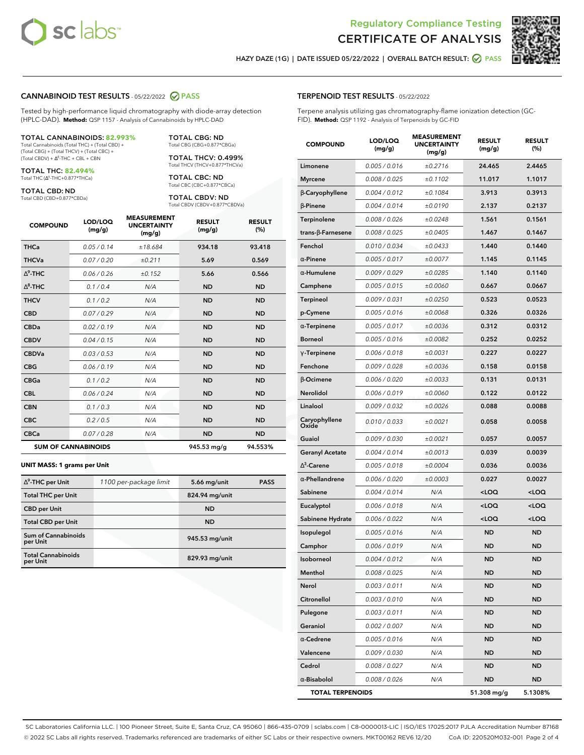Regulatory Compliance Testing
# CERTIFICATE OF ANALYSIS

HAZY DAZE (1G) | DATE ISSUED 05/22/2022 | OVERALL BATCH RESULT: PASS

## CANNABINOID TEST RESULTS - 05/22/2022 PASS

Tested by high-performance liquid chromatography with diode-array detection (HPLC-DAD). **Method:** QSP 1157 - Analysis of Cannabinoids by HPLC-DAD

**TOTAL CANNABINOIDS: 82.993%**
Total Cannabinoids (Total THC) + (Total CBD) + (Total CBG) + (Total THCV) + (Total CBC) + (Total CBDV) + $\Delta^8$-THC + CBL + CBN

**TOTAL THC: 82.494%**
Total THC ($\Delta^9$-THC+0.877*THCa)

**TOTAL CBD: ND**
Total CBD (CBD+0.877*CBDa)

**TOTAL CBG: ND**
Total CBG (CBG+0.877*CBGa)

**TOTAL THCV: 0.499%**
Total THCV (THCV+0.877*THCVa)

**TOTAL CBC: ND**
Total CBC (CBC+0.877*CBCa)

**TOTAL CBDV: ND**
Total CBDV (CBDV+0.877*CBDVa)

| COMPOUND | LOD/LOQ (mg/g) | MEASUREMENT UNCERTAINTY (mg/g) | RESULT (mg/g) | RESULT (%) |
|---|---|---|---|---|
| THCa | 0.05 / 0.14 | ±18.684 | 934.18 | 93.418 |
| THCVa | 0.07 / 0.20 | ±0.211 | 5.69 | 0.569 |
| $\Delta^9$-THC | 0.06 / 0.26 | ±0.152 | 5.66 | 0.566 |
| $\Delta^8$-THC | 0.1 / 0.4 | N/A | ND | ND |
| THCV | 0.1 / 0.2 | N/A | ND | ND |
| CBD | 0.07 / 0.29 | N/A | ND | ND |
| CBDa | 0.02 / 0.19 | N/A | ND | ND |
| CBDV | 0.04 / 0.15 | N/A | ND | ND |
| CBDVa | 0.03 / 0.53 | N/A | ND | ND |
| CBG | 0.06 / 0.19 | N/A | ND | ND |
| CBGa | 0.1 / 0.2 | N/A | ND | ND |
| CBL | 0.06 / 0.24 | N/A | ND | ND |
| CBN | 0.1 / 0.3 | N/A | ND | ND |
| CBC | 0.2 / 0.5 | N/A | ND | ND |
| CBCa | 0.07 / 0.28 | N/A | ND | ND |
| **SUM OF CANNABINOIDS** | | | 945.53 mg/g | 94.553% |

**UNIT MASS: 1 grams per Unit**

| | | | |
|---|---|---|---|
| $\Delta^9$-THC per Unit | 1100 per-package limit | 5.66 mg/unit | PASS |
| Total THC per Unit | | 824.94 mg/unit | |
| CBD per Unit | | ND | |
| Total CBD per Unit | | ND | |
| Sum of Cannabinoids per Unit | | 945.53 mg/unit | |
| Total Cannabinoids per Unit | | 829.93 mg/unit | |

## TERPENOID TEST RESULTS - 05/22/2022

Terpene analysis utilizing gas chromatography-flame ionization detection (GC-FID). **Method:** QSP 1192 - Analysis of Terpenoids by GC-FID

| COMPOUND | LOD/LOQ (mg/g) | MEASUREMENT UNCERTAINTY (mg/g) | RESULT (mg/g) | RESULT (%) |
|---|---|---|---|---|
| Limonene | 0.005 / 0.016 | ±0.2716 | 24.465 | 2.4465 |
| Myrcene | 0.008 / 0.025 | ±0.1102 | 11.017 | 1.1017 |
| β-Caryophyllene | 0.004 / 0.012 | ±0.1084 | 3.913 | 0.3913 |
| β-Pinene | 0.004 / 0.014 | ±0.0190 | 2.137 | 0.2137 |
| Terpinolene | 0.008 / 0.026 | ±0.0248 | 1.561 | 0.1561 |
| trans-β-Farnesene | 0.008 / 0.025 | ±0.0405 | 1.467 | 0.1467 |
| Fenchol | 0.010 / 0.034 | ±0.0433 | 1.440 | 0.1440 |
| α-Pinene | 0.005 / 0.017 | ±0.0077 | 1.145 | 0.1145 |
| α-Humulene | 0.009 / 0.029 | ±0.0285 | 1.140 | 0.1140 |
| Camphene | 0.005 / 0.015 | ±0.0060 | 0.667 | 0.0667 |
| Terpineol | 0.009 / 0.031 | ±0.0250 | 0.523 | 0.0523 |
| p-Cymene | 0.005 / 0.016 | ±0.0068 | 0.326 | 0.0326 |
| α-Terpinene | 0.005 / 0.017 | ±0.0036 | 0.312 | 0.0312 |
| Borneol | 0.005 / 0.016 | ±0.0082 | 0.252 | 0.0252 |
| γ-Terpinene | 0.006 / 0.018 | ±0.0031 | 0.227 | 0.0227 |
| Fenchone | 0.009 / 0.028 | ±0.0036 | 0.158 | 0.0158 |
| β-Ocimene | 0.006 / 0.020 | ±0.0033 | 0.131 | 0.0131 |
| Nerolidol | 0.006 / 0.019 | ±0.0060 | 0.122 | 0.0122 |
| Linalool | 0.009 / 0.032 | ±0.0026 | 0.088 | 0.0088 |
| Caryophyllene Oxide | 0.010 / 0.033 | ±0.0021 | 0.058 | 0.0058 |
| Guaiol | 0.009 / 0.030 | ±0.0021 | 0.057 | 0.0057 |
| Geranyl Acetate | 0.004 / 0.014 | ±0.0013 | 0.039 | 0.0039 |
| $\Delta^3$-Carene | 0.005 / 0.018 | ±0.0004 | 0.036 | 0.0036 |
| α-Phellandrene | 0.006 / 0.020 | ±0.0003 | 0.027 | 0.0027 |
| Sabinene | 0.004 / 0.014 | N/A | <LOQ | <LOQ |
| Eucalyptol | 0.006 / 0.018 | N/A | <LOQ | <LOQ |
| Sabinene Hydrate | 0.006 / 0.022 | N/A | <LOQ | <LOQ |
| Isopulegol | 0.005 / 0.016 | N/A | ND | ND |
| Camphor | 0.006 / 0.019 | N/A | ND | ND |
| Isoborneol | 0.004 / 0.012 | N/A | ND | ND |
| Menthol | 0.008 / 0.025 | N/A | ND | ND |
| Nerol | 0.003 / 0.011 | N/A | ND | ND |
| Citronellol | 0.003 / 0.010 | N/A | ND | ND |
| Pulegone | 0.003 / 0.011 | N/A | ND | ND |
| Geraniol | 0.002 / 0.007 | N/A | ND | ND |
| α-Cedrene | 0.005 / 0.016 | N/A | ND | ND |
| Valencene | 0.009 / 0.030 | N/A | ND | ND |
| Cedrol | 0.008 / 0.027 | N/A | ND | ND |
| α-Bisabolol | 0.008 / 0.026 | N/A | ND | ND |
| **TOTAL TERPENOIDS** | | | 51.308 mg/g | 5.1308% |

SC Laboratories California LLC. | 100 Pioneer Street, Suite E, Santa Cruz, CA 95060 | 866-435-0709 | sclabs.com | C8-0000013-LIC | ISO/IES 17025:2017 PJLA Accreditation Number 87168
© 2022 SC Labs all rights reserved. Trademarks referenced are trademarks of either SC Labs or their respective owners. MKT00162 REV6 12/20 CoA ID: 220520M032-001